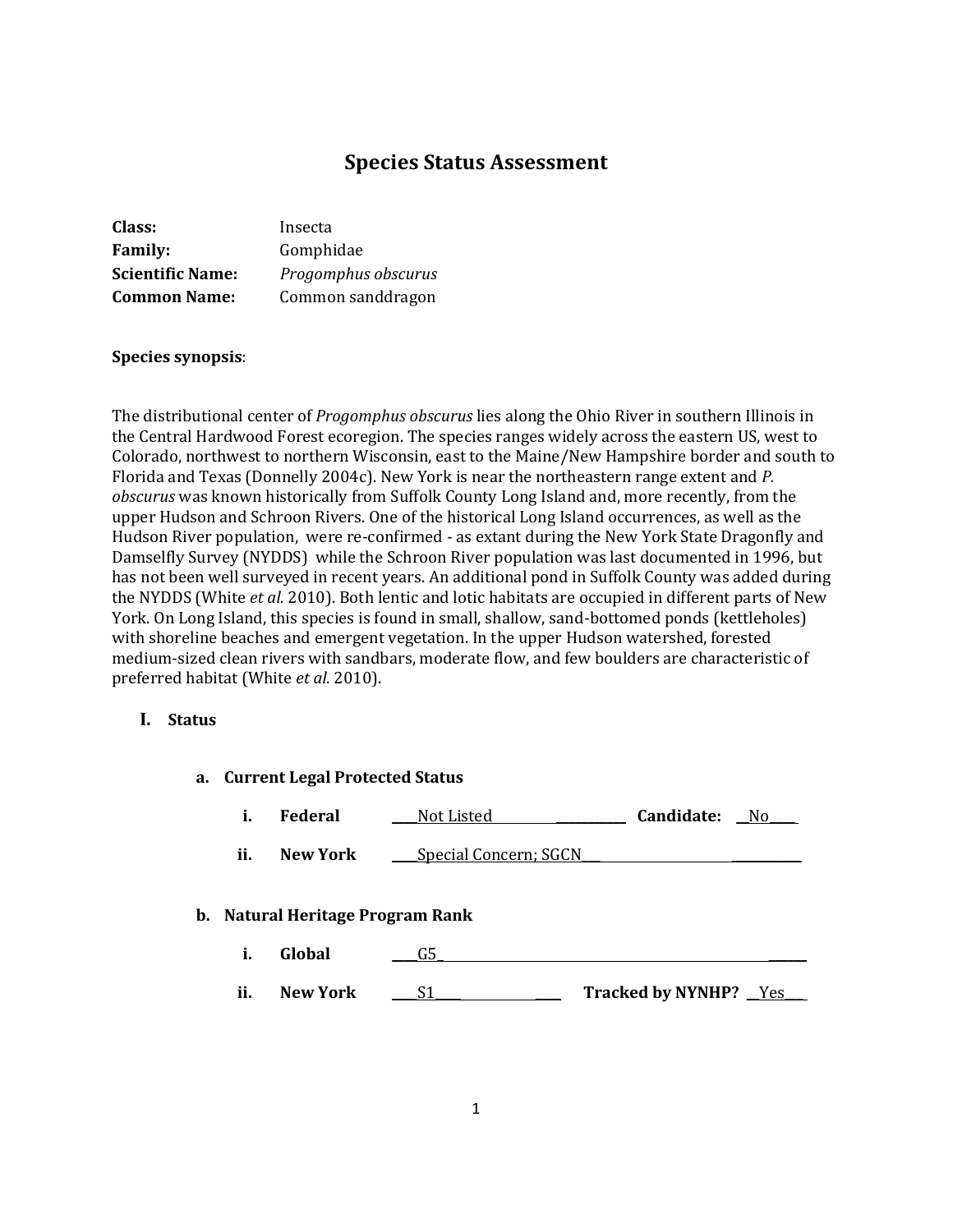# Species Status Assessment

**Class:** Insecta
**Family:** Gomphidae
**Scientific Name:** *Progomphus obscurus*
**Common Name:** Common sanddragon

**Species synopsis**:

The distributional center of *Progomphus obscurus* lies along the Ohio River in southern Illinois in the Central Hardwood Forest ecoregion. The species ranges widely across the eastern US, west to Colorado, northwest to northern Wisconsin, east to the Maine/New Hampshire border and south to Florida and Texas (Donnelly 2004c). New York is near the northeastern range extent and *P. obscurus* was known historically from Suffolk County Long Island and, more recently, from the upper Hudson and Schroon Rivers. One of the historical Long Island occurrences, as well as the Hudson River population, were re-confirmed - as extant during the New York State Dragonfly and Damselfly Survey (NYDDS) while the Schroon River population was last documented in 1996, but has not been well surveyed in recent years. An additional pond in Suffolk County was added during the NYDDS (White *et al.* 2010). Both lentic and lotic habitats are occupied in different parts of New York. On Long Island, this species is found in small, shallow, sand-bottomed ponds (kettleholes) with shoreline beaches and emergent vegetation. In the upper Hudson watershed, forested medium-sized clean rivers with sandbars, moderate flow, and few boulders are characteristic of preferred habitat (White *et al.* 2010).

## I. Status

### a. Current Legal Protected Status

i. **Federal** Not Listed **Candidate:** No

ii. **New York** Special Concern; SGCN

### b. Natural Heritage Program Rank

i. **Global** G5

ii. **New York** S1 **Tracked by NYNHP?** Yes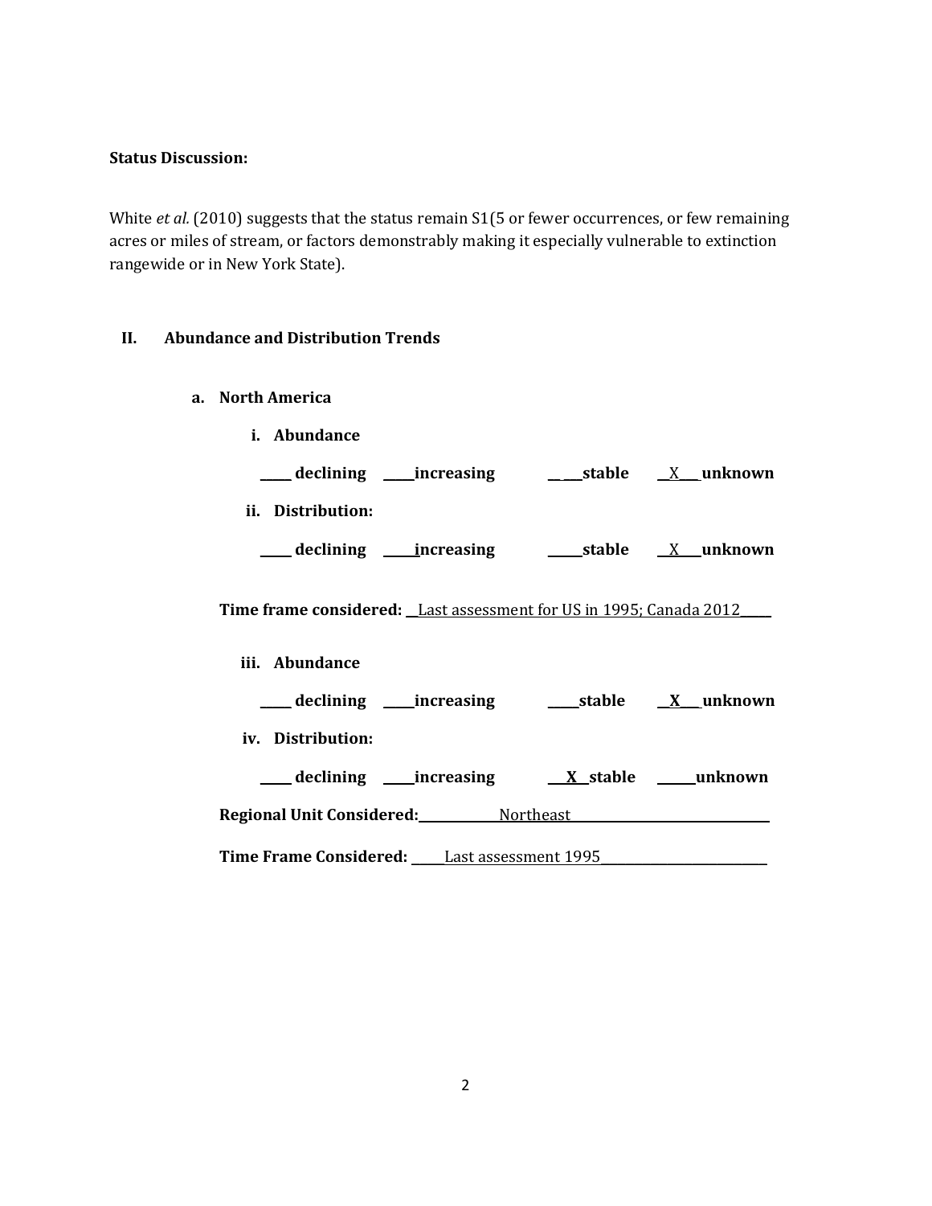**Status Discussion:**

White *et al.* (2010) suggests that the status remain S1(5 or fewer occurrences, or few remaining acres or miles of stream, or factors demonstrably making it especially vulnerable to extinction rangewide or in New York State).

## II. Abundance and Distribution Trends

### a. North America

**i. Abundance**

_____ **declining** _____**increasing** ______**stable** __X___ **unknown**

**ii. Distribution:**

_____ **declining** _____**increasing** _____**stable** __X___**unknown**

**Time frame considered:** __Last assessment for US in 1995; Canada 2012_____

**iii. Abundance**

_____ **declining** _____**increasing** _____**stable** __**X**___ **unknown**

**iv. Distribution:**

_____ **declining** _____**increasing** ___**X**__**stable** ______**unknown**

**Regional Unit Considered:** Northeast

**Time Frame Considered:** _____Last assessment 1995_____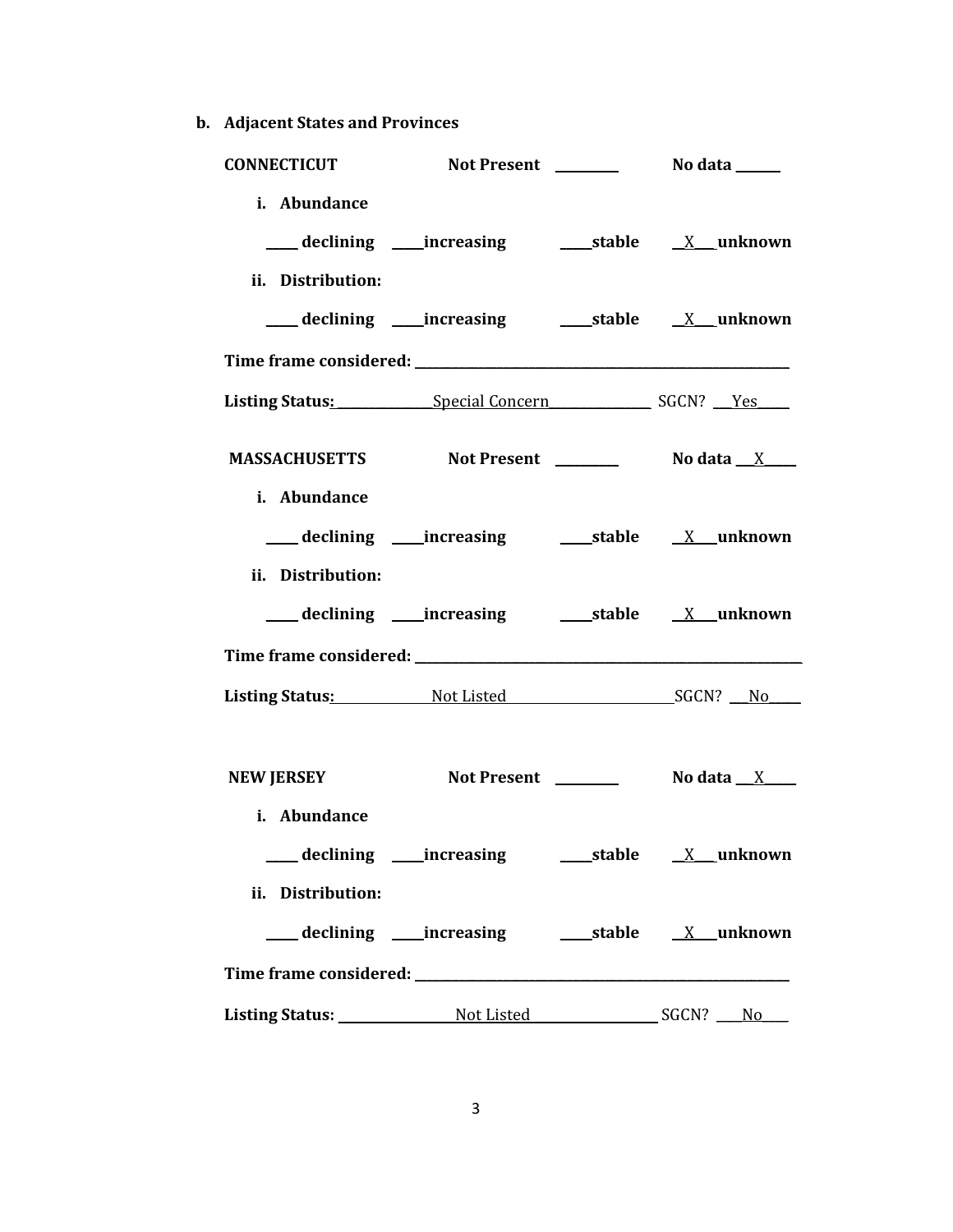**b. Adjacent States and Provinces**

**CONNECTICUT** **Not Present** ________ **No data** ______

**i. Abundance**

____ **declining** ____**increasing** ____**stable** __X___**unknown**

**ii. Distribution:**

____ **declining** ____**increasing** ____**stable** __X___**unknown**

**Time frame considered:** ________________________________________________

**Listing Status:** ______________Special Concern_______________ SGCN? ___Yes_____

**MASSACHUSETTS** **Not Present** ________ **No data** ___X_____

**i. Abundance**

____ **declining** ____**increasing** ____**stable** __X___**unknown**

**ii. Distribution:**

____ **declining** ____**increasing** ____**stable** __X___**unknown**

**Time frame considered:** ________________________________________________

**Listing Status:** Not Listed SGCN? ___No_____

**NEW JERSEY** **Not Present** ________ **No data** ___X_____

**i. Abundance**

____ **declining** ____**increasing** ____**stable** __X___**unknown**

**ii. Distribution:**

____ **declining** ____**increasing** ____**stable** __X___**unknown**

**Time frame considered:** ________________________________________________

**Listing Status:** ________________Not Listed__________________ SGCN? ____No____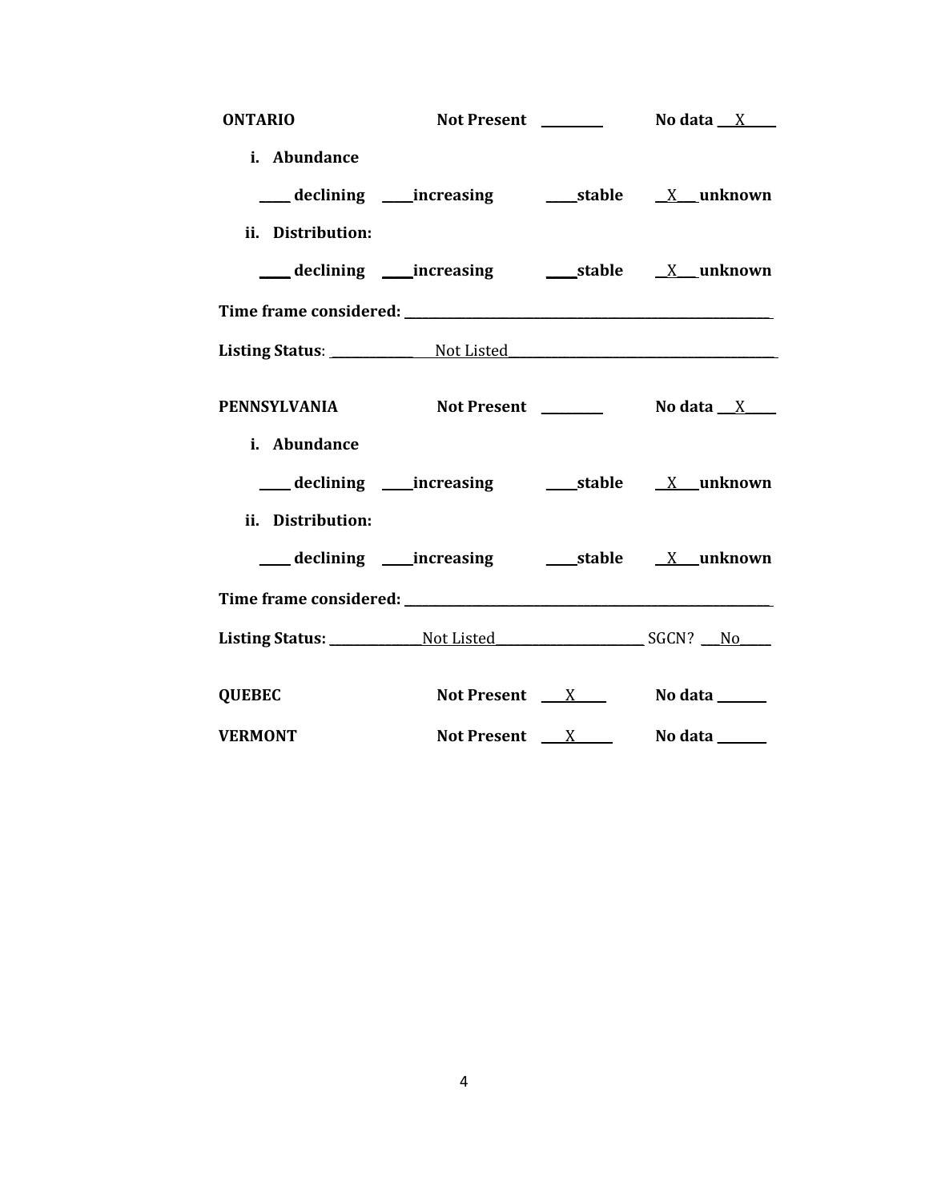**ONTARIO** **Not Present** ________ **No data** __X____

**i. Abundance**

____ **declining** ____**increasing** ____**stable** __X___**unknown**

**ii. Distribution:**

____ **declining** ____**increasing** ____**stable** __X___**unknown**

**Time frame considered:** ____________________________________________

**Listing Status**: ____________ Not Listed________________________________

**PENNSYLVANIA** **Not Present** ________ **No data** __X____

**i. Abundance**

____ **declining** ____**increasing** ____**stable** __X___**unknown**

**ii. Distribution:**

____ **declining** ____**increasing** ____**stable** __X___**unknown**

**Time frame considered:** ____________________________________________

**Listing Status:** ____________Not Listed____________________ SGCN? ___No_____

**QUEBEC** **Not Present** ___X____ **No data** _______

**VERMONT** **Not Present** ___X_____ **No data** _______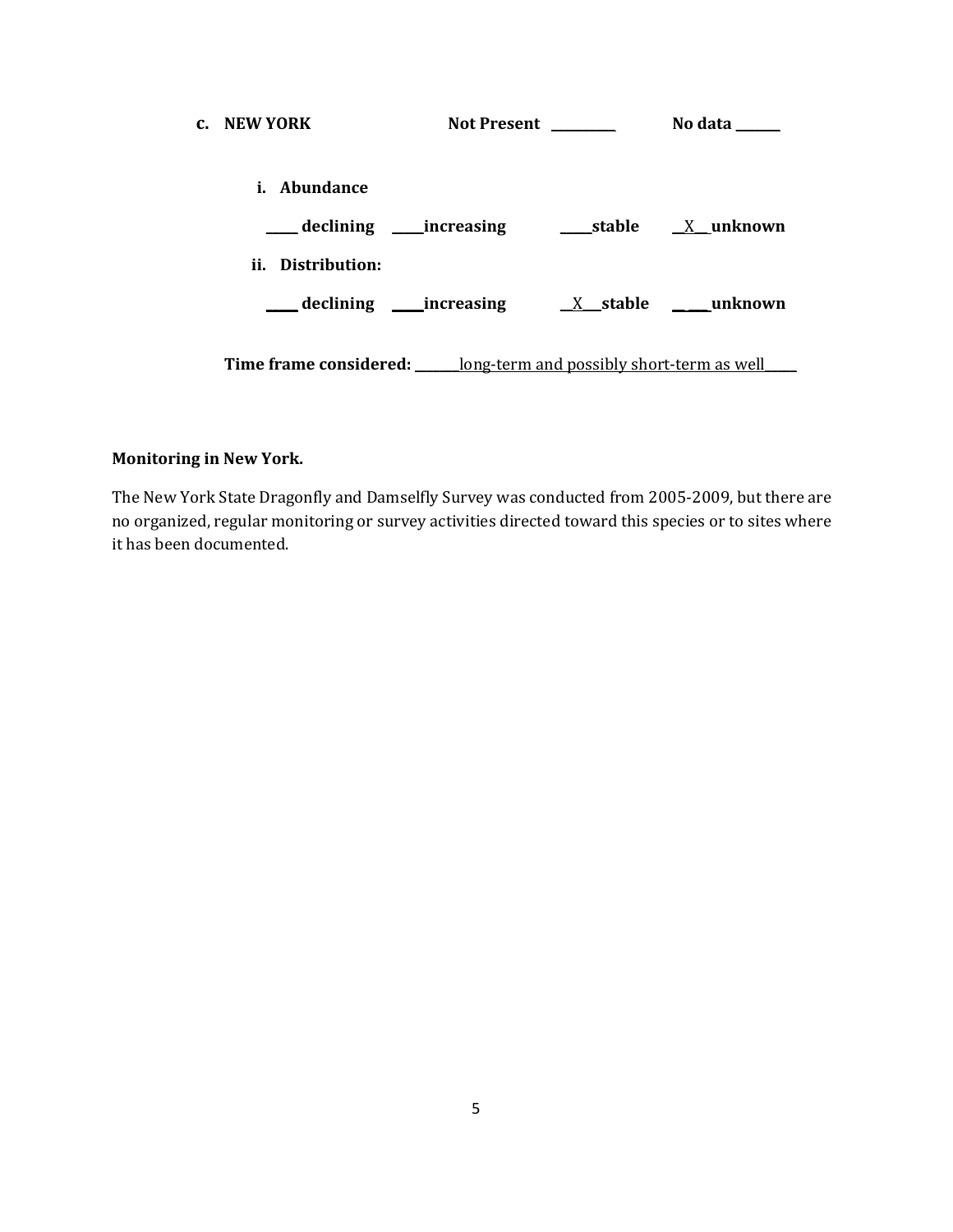**c. NEW YORK** **Not Present** __________ **No data** _______

**i. Abundance**

_____ **declining** _____**increasing** _____**stable** __X__ **unknown**

**ii. Distribution:**

_____ **declining** _____**increasing** __X___**stable** _____**unknown**

**Time frame considered:** _______long-term and possibly short-term as well_____

**Monitoring in New York.**

The New York State Dragonfly and Damselfly Survey was conducted from 2005-2009, but there are no organized, regular monitoring or survey activities directed toward this species or to sites where it has been documented.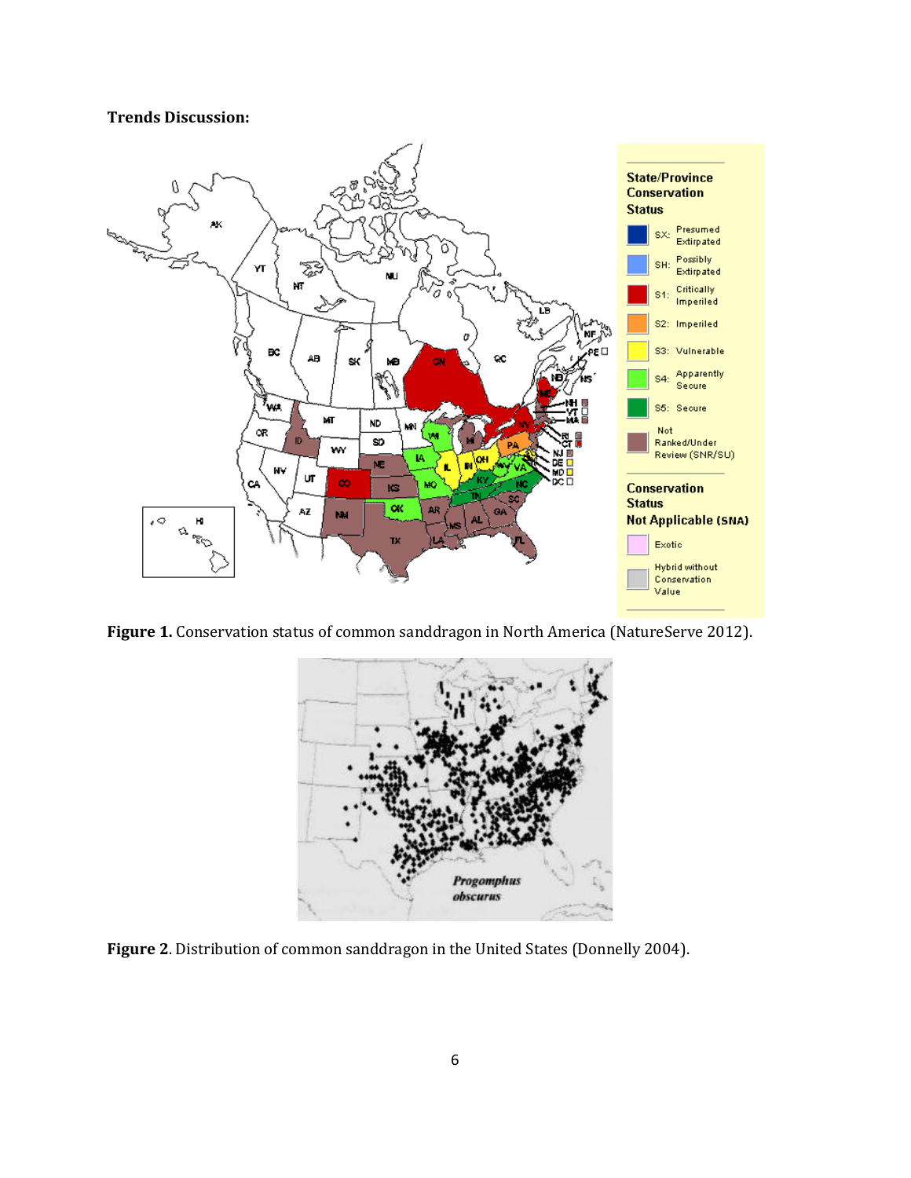**Trends Discussion:**

**Figure 1.** Conservation status of common sanddragon in North America (NatureServe 2012).

**Figure 2**. Distribution of common sanddragon in the United States (Donnelly 2004).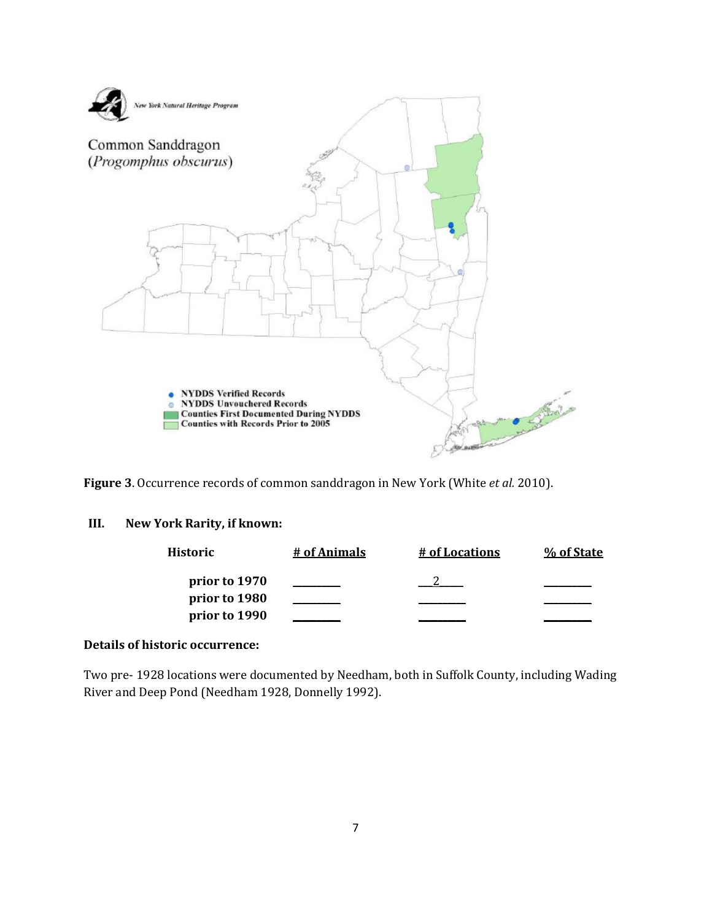**Figure 3**. Occurrence records of common sanddragon in New York (White *et al.* 2010).

## III. New York Rarity, if known:

| Historic | # of Animals | # of Locations | % of State |
|---|---|---|---|
| prior to 1970 | ________ | ___2____ | ________ |
| prior to 1980 | ________ | ________ | ________ |
| prior to 1990 | ________ | ________ | ________ |

**Details of historic occurrence:**

Two pre- 1928 locations were documented by Needham, both in Suffolk County, including Wading River and Deep Pond (Needham 1928, Donnelly 1992).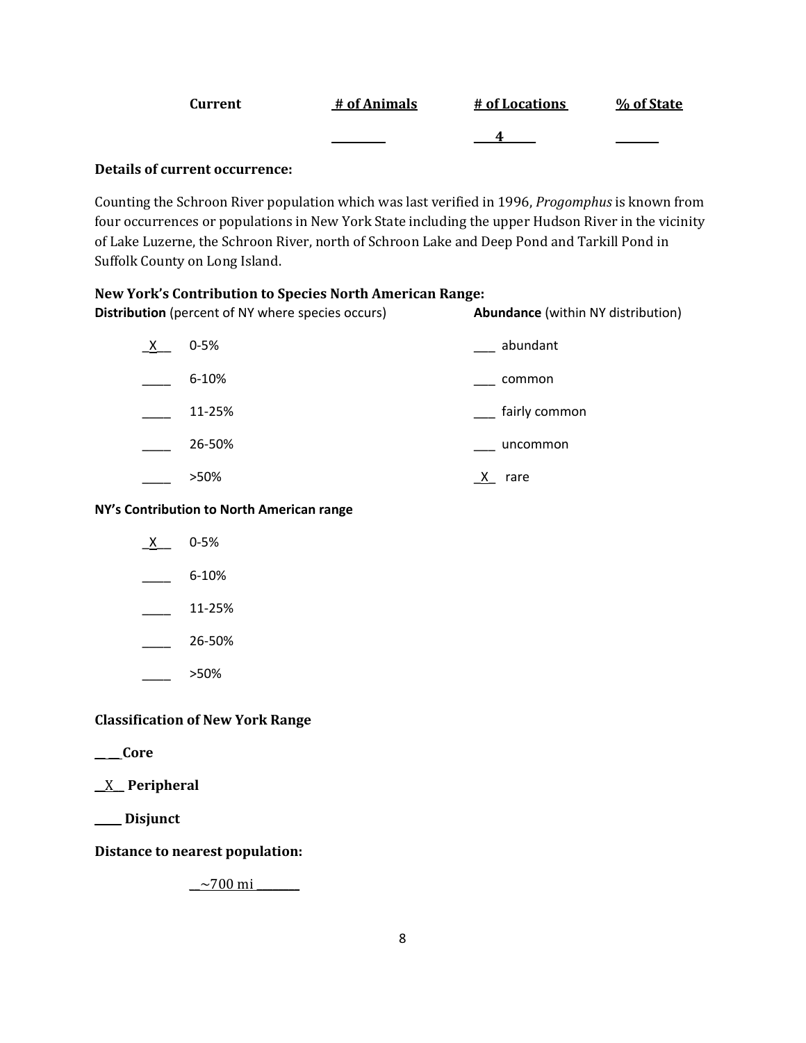| Current | # of Animals | # of Locations | % of State |
|---|---|---|---|
| | ______ | 4 | ______ |

**Details of current occurrence:**

Counting the Schroon River population which was last verified in 1996, *Progomphus* is known from four occurrences or populations in New York State including the upper Hudson River in the vicinity of Lake Luzerne, the Schroon River, north of Schroon Lake and Deep Pond and Tarkill Pond in Suffolk County on Long Island.

**New York's Contribution to Species North American Range:**

| **Distribution** (percent of NY where species occurs) | | **Abundance** (within NY distribution) | |
|---|---|---|---|
| _X_ | 0-5% | ___ | abundant |
| ____ | 6-10% | ___ | common |
| ____ | 11-25% | ___ | fairly common |
| ____ | 26-50% | ___ | uncommon |
| ____ | >50% | _X_ | rare |

**NY's Contribution to North American range**

_X_ 0-5%

____ 6-10%

____ 11-25%

____ 26-50%

____ >50%

**Classification of New York Range**

____ **Core**

_X_ **Peripheral**

____ **Disjunct**

**Distance to nearest population:**

~700 mi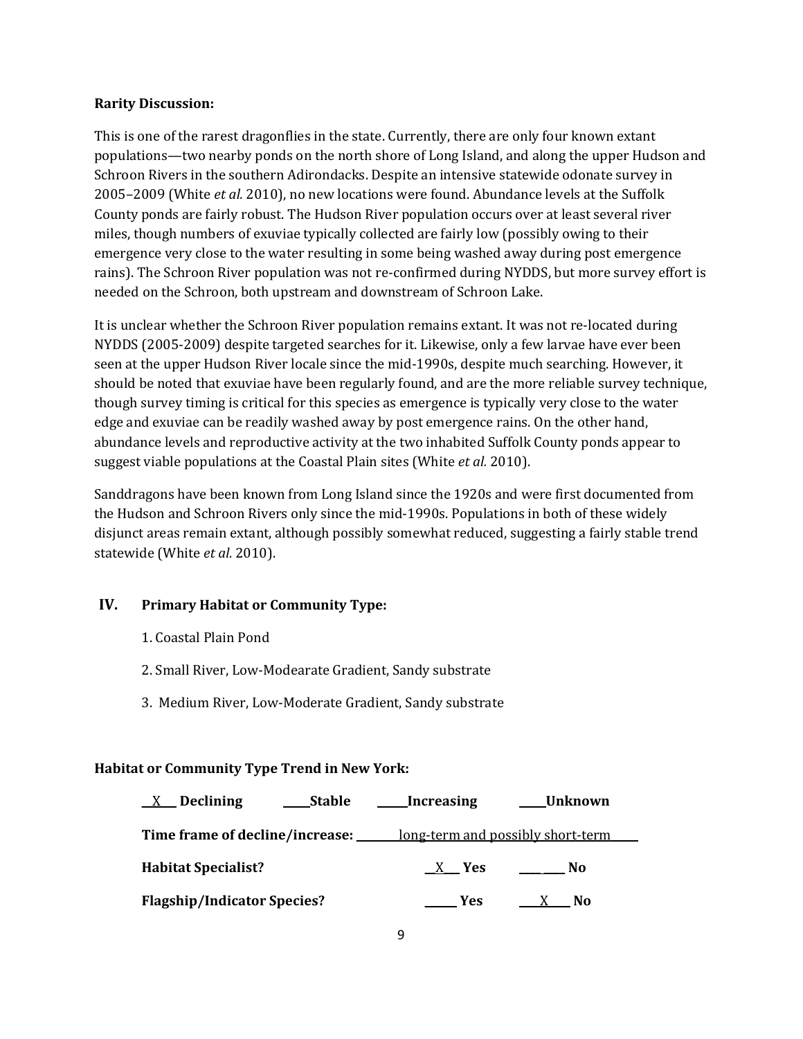**Rarity Discussion:**

This is one of the rarest dragonflies in the state. Currently, there are only four known extant populations—two nearby ponds on the north shore of Long Island, and along the upper Hudson and Schroon Rivers in the southern Adirondacks. Despite an intensive statewide odonate survey in 2005–2009 (White *et al.* 2010), no new locations were found. Abundance levels at the Suffolk County ponds are fairly robust. The Hudson River population occurs over at least several river miles, though numbers of exuviae typically collected are fairly low (possibly owing to their emergence very close to the water resulting in some being washed away during post emergence rains). The Schroon River population was not re-confirmed during NYDDS, but more survey effort is needed on the Schroon, both upstream and downstream of Schroon Lake.

It is unclear whether the Schroon River population remains extant. It was not re-located during NYDDS (2005-2009) despite targeted searches for it. Likewise, only a few larvae have ever been seen at the upper Hudson River locale since the mid-1990s, despite much searching. However, it should be noted that exuviae have been regularly found, and are the more reliable survey technique, though survey timing is critical for this species as emergence is typically very close to the water edge and exuviae can be readily washed away by post emergence rains. On the other hand, abundance levels and reproductive activity at the two inhabited Suffolk County ponds appear to suggest viable populations at the Coastal Plain sites (White *et al.* 2010).

Sanddragons have been known from Long Island since the 1920s and were first documented from the Hudson and Schroon Rivers only since the mid-1990s. Populations in both of these widely disjunct areas remain extant, although possibly somewhat reduced, suggesting a fairly stable trend statewide (White *et al.* 2010).

## IV. Primary Habitat or Community Type:

1. Coastal Plain Pond
2. Small River, Low-Modearate Gradient, Sandy substrate
3. Medium River, Low-Moderate Gradient, Sandy substrate

**Habitat or Community Type Trend in New York:**

__X__ **Declining** _____ **Stable** _____ **Increasing** _____ **Unknown**

**Time frame of decline/increase:** long-term and possibly short-term

**Habitat Specialist?** __X__ **Yes** _____ **No**

**Flagship/Indicator Species?** _____ **Yes** __X__ **No**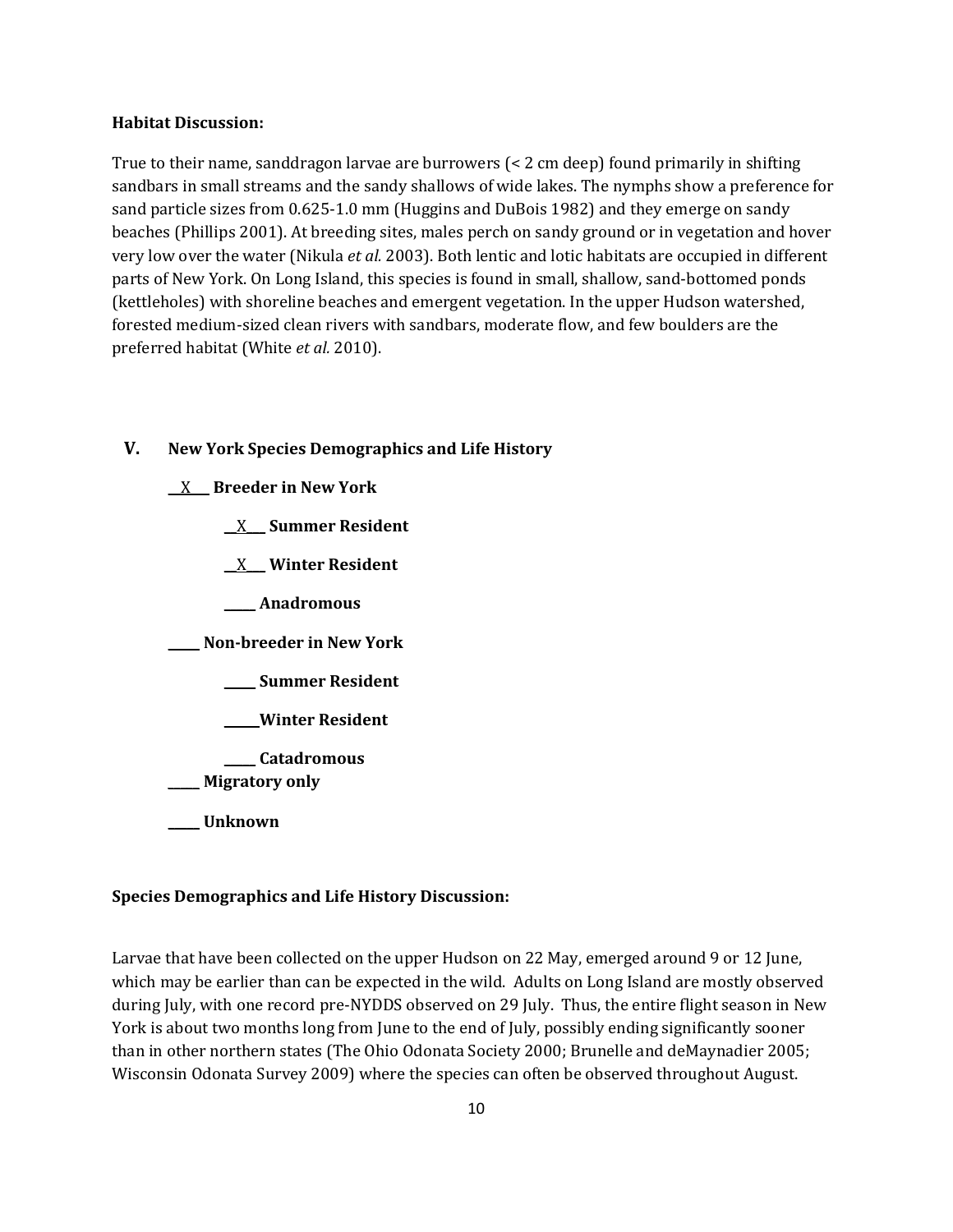**Habitat Discussion:**

True to their name, sanddragon larvae are burrowers (< 2 cm deep) found primarily in shifting sandbars in small streams and the sandy shallows of wide lakes. The nymphs show a preference for sand particle sizes from 0.625-1.0 mm (Huggins and DuBois 1982) and they emerge on sandy beaches (Phillips 2001). At breeding sites, males perch on sandy ground or in vegetation and hover very low over the water (Nikula *et al.* 2003). Both lentic and lotic habitats are occupied in different parts of New York. On Long Island, this species is found in small, shallow, sand-bottomed ponds (kettleholes) with shoreline beaches and emergent vegetation. In the upper Hudson watershed, forested medium-sized clean rivers with sandbars, moderate flow, and few boulders are the preferred habitat (White *et al.* 2010).

## V. New York Species Demographics and Life History

__X__ **Breeder in New York**

- __X__ **Summer Resident**
- __X__ **Winter Resident**
- _____ **Anadromous**

_____ **Non-breeder in New York**

- _____ **Summer Resident**
- _____ **Winter Resident**
- _____ **Catadromous**

_____ **Migratory only**

_____ **Unknown**

**Species Demographics and Life History Discussion:**

Larvae that have been collected on the upper Hudson on 22 May, emerged around 9 or 12 June, which may be earlier than can be expected in the wild. Adults on Long Island are mostly observed during July, with one record pre-NYDDS observed on 29 July. Thus, the entire flight season in New York is about two months long from June to the end of July, possibly ending significantly sooner than in other northern states (The Ohio Odonata Society 2000; Brunelle and deMaynadier 2005; Wisconsin Odonata Survey 2009) where the species can often be observed throughout August.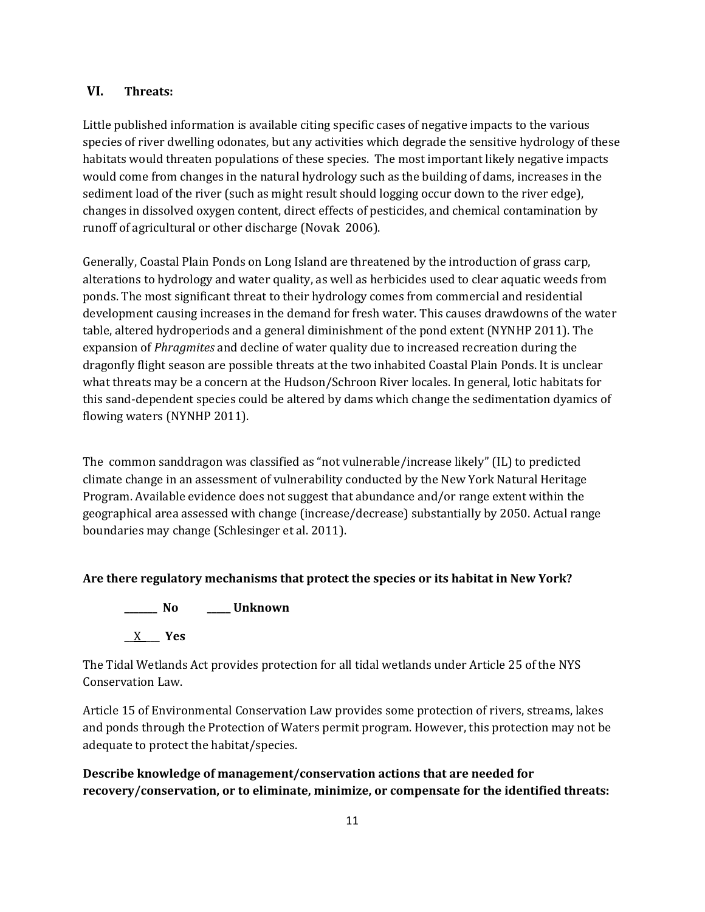## VI. Threats:

Little published information is available citing specific cases of negative impacts to the various species of river dwelling odonates, but any activities which degrade the sensitive hydrology of these habitats would threaten populations of these species. The most important likely negative impacts would come from changes in the natural hydrology such as the building of dams, increases in the sediment load of the river (such as might result should logging occur down to the river edge), changes in dissolved oxygen content, direct effects of pesticides, and chemical contamination by runoff of agricultural or other discharge (Novak 2006).

Generally, Coastal Plain Ponds on Long Island are threatened by the introduction of grass carp, alterations to hydrology and water quality, as well as herbicides used to clear aquatic weeds from ponds. The most significant threat to their hydrology comes from commercial and residential development causing increases in the demand for fresh water. This causes drawdowns of the water table, altered hydroperiods and a general diminishment of the pond extent (NYNHP 2011). The expansion of *Phragmites* and decline of water quality due to increased recreation during the dragonfly flight season are possible threats at the two inhabited Coastal Plain Ponds. It is unclear what threats may be a concern at the Hudson/Schroon River locales. In general, lotic habitats for this sand-dependent species could be altered by dams which change the sedimentation dyamics of flowing waters (NYNHP 2011).

The common sanddragon was classified as "not vulnerable/increase likely" (IL) to predicted climate change in an assessment of vulnerability conducted by the New York Natural Heritage Program. Available evidence does not suggest that abundance and/or range extent within the geographical area assessed with change (increase/decrease) substantially by 2050. Actual range boundaries may change (Schlesinger et al. 2011).

**Are there regulatory mechanisms that protect the species or its habitat in New York?**

**_______ No     _____ Unknown**

**__X___ Yes**

The Tidal Wetlands Act provides protection for all tidal wetlands under Article 25 of the NYS Conservation Law.

Article 15 of Environmental Conservation Law provides some protection of rivers, streams, lakes and ponds through the Protection of Waters permit program. However, this protection may not be adequate to protect the habitat/species.

**Describe knowledge of management/conservation actions that are needed for recovery/conservation, or to eliminate, minimize, or compensate for the identified threats:**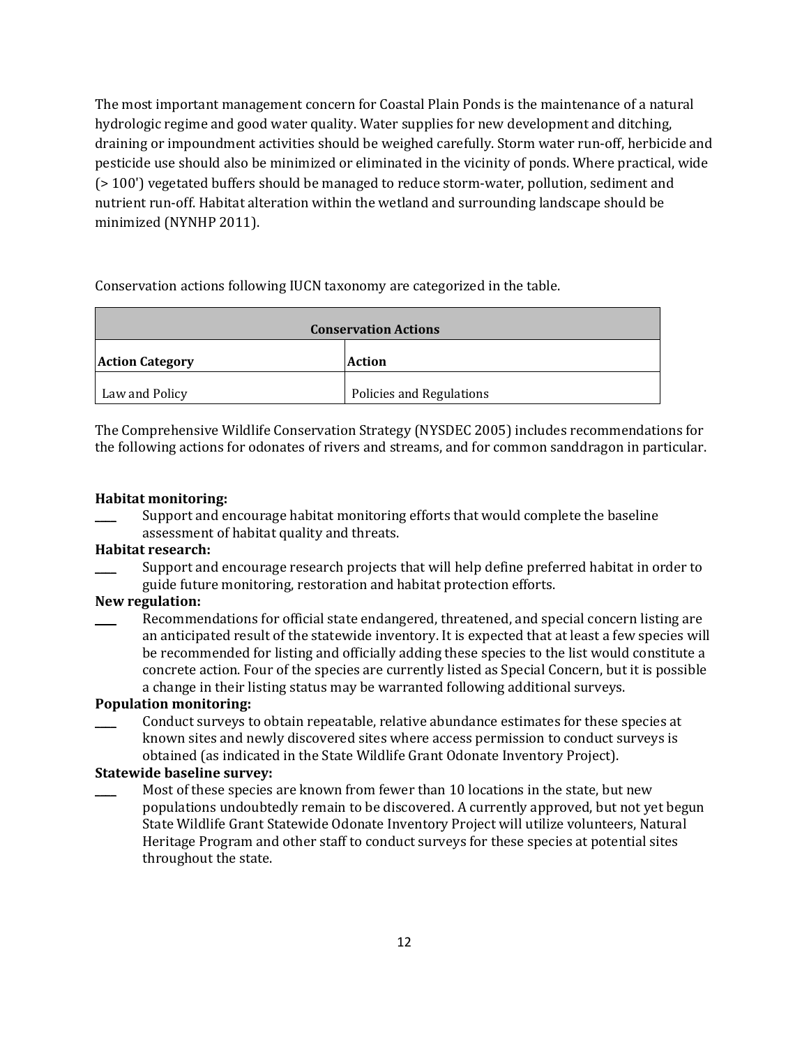The most important management concern for Coastal Plain Ponds is the maintenance of a natural hydrologic regime and good water quality. Water supplies for new development and ditching, draining or impoundment activities should be weighed carefully. Storm water run-off, herbicide and pesticide use should also be minimized or eliminated in the vicinity of ponds. Where practical, wide (> 100') vegetated buffers should be managed to reduce storm-water, pollution, sediment and nutrient run-off. Habitat alteration within the wetland and surrounding landscape should be minimized (NYNHP 2011).

Conservation actions following IUCN taxonomy are categorized in the table.

| **Conservation Actions** | |
|---|---|
| **Action Category** | **Action** |
| Law and Policy | Policies and Regulations |

The Comprehensive Wildlife Conservation Strategy (NYSDEC 2005) includes recommendations for the following actions for odonates of rivers and streams, and for common sanddragon in particular.

**Habitat monitoring:**

____ Support and encourage habitat monitoring efforts that would complete the baseline assessment of habitat quality and threats.

**Habitat research:**

____ Support and encourage research projects that will help define preferred habitat in order to guide future monitoring, restoration and habitat protection efforts.

**New regulation:**

____ Recommendations for official state endangered, threatened, and special concern listing are an anticipated result of the statewide inventory. It is expected that at least a few species will be recommended for listing and officially adding these species to the list would constitute a concrete action. Four of the species are currently listed as Special Concern, but it is possible a change in their listing status may be warranted following additional surveys.

**Population monitoring:**

____ Conduct surveys to obtain repeatable, relative abundance estimates for these species at known sites and newly discovered sites where access permission to conduct surveys is obtained (as indicated in the State Wildlife Grant Odonate Inventory Project).

**Statewide baseline survey:**

____ Most of these species are known from fewer than 10 locations in the state, but new populations undoubtedly remain to be discovered. A currently approved, but not yet begun State Wildlife Grant Statewide Odonate Inventory Project will utilize volunteers, Natural Heritage Program and other staff to conduct surveys for these species at potential sites throughout the state.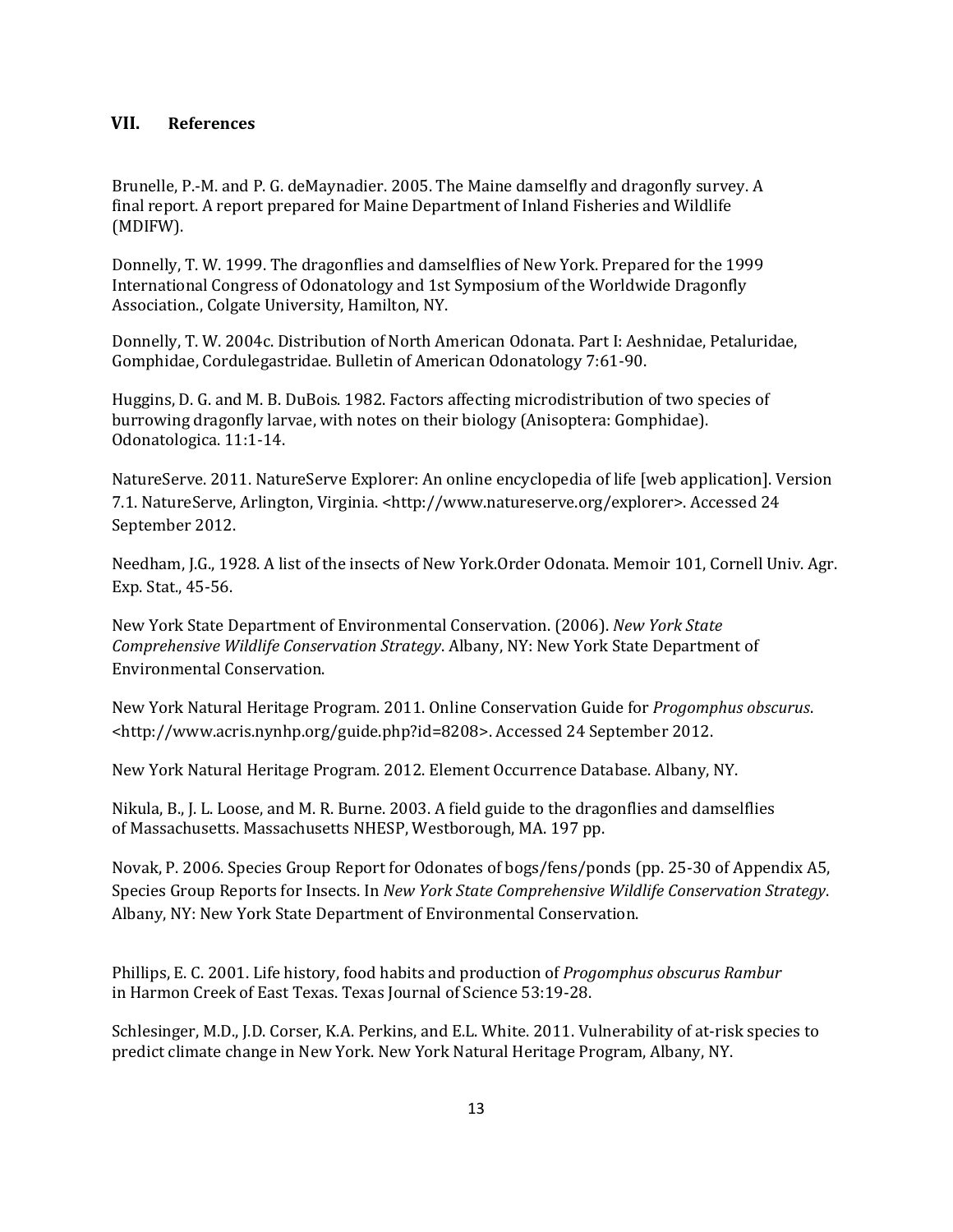## VII. References

Brunelle, P.-M. and P. G. deMaynadier. 2005. The Maine damselfly and dragonfly survey. A final report. A report prepared for Maine Department of Inland Fisheries and Wildlife (MDIFW).

Donnelly, T. W. 1999. The dragonflies and damselflies of New York. Prepared for the 1999 International Congress of Odonatology and 1st Symposium of the Worldwide Dragonfly Association., Colgate University, Hamilton, NY.

Donnelly, T. W. 2004c. Distribution of North American Odonata. Part I: Aeshnidae, Petaluridae, Gomphidae, Cordulegastridae. Bulletin of American Odonatology 7:61-90.

Huggins, D. G. and M. B. DuBois. 1982. Factors affecting microdistribution of two species of burrowing dragonfly larvae, with notes on their biology (Anisoptera: Gomphidae). Odonatologica. 11:1-14.

NatureServe. 2011. NatureServe Explorer: An online encyclopedia of life [web application]. Version 7.1. NatureServe, Arlington, Virginia. <http://www.natureserve.org/explorer>. Accessed 24 September 2012.

Needham, J.G., 1928. A list of the insects of New York.Order Odonata. Memoir 101, Cornell Univ. Agr. Exp. Stat., 45-56.

New York State Department of Environmental Conservation. (2006). *New York State Comprehensive Wildlife Conservation Strategy*. Albany, NY: New York State Department of Environmental Conservation.

New York Natural Heritage Program. 2011. Online Conservation Guide for *Progomphus obscurus*. <http://www.acris.nynhp.org/guide.php?id=8208>. Accessed 24 September 2012.

New York Natural Heritage Program. 2012. Element Occurrence Database. Albany, NY.

Nikula, B., J. L. Loose, and M. R. Burne. 2003. A field guide to the dragonflies and damselflies of Massachusetts. Massachusetts NHESP, Westborough, MA. 197 pp.

Novak, P. 2006. Species Group Report for Odonates of bogs/fens/ponds (pp. 25-30 of Appendix A5, Species Group Reports for Insects. In *New York State Comprehensive Wildlife Conservation Strategy*. Albany, NY: New York State Department of Environmental Conservation.

Phillips, E. C. 2001. Life history, food habits and production of *Progomphus obscurus Rambur* in Harmon Creek of East Texas. Texas Journal of Science 53:19-28.

Schlesinger, M.D., J.D. Corser, K.A. Perkins, and E.L. White. 2011. Vulnerability of at-risk species to predict climate change in New York. New York Natural Heritage Program, Albany, NY.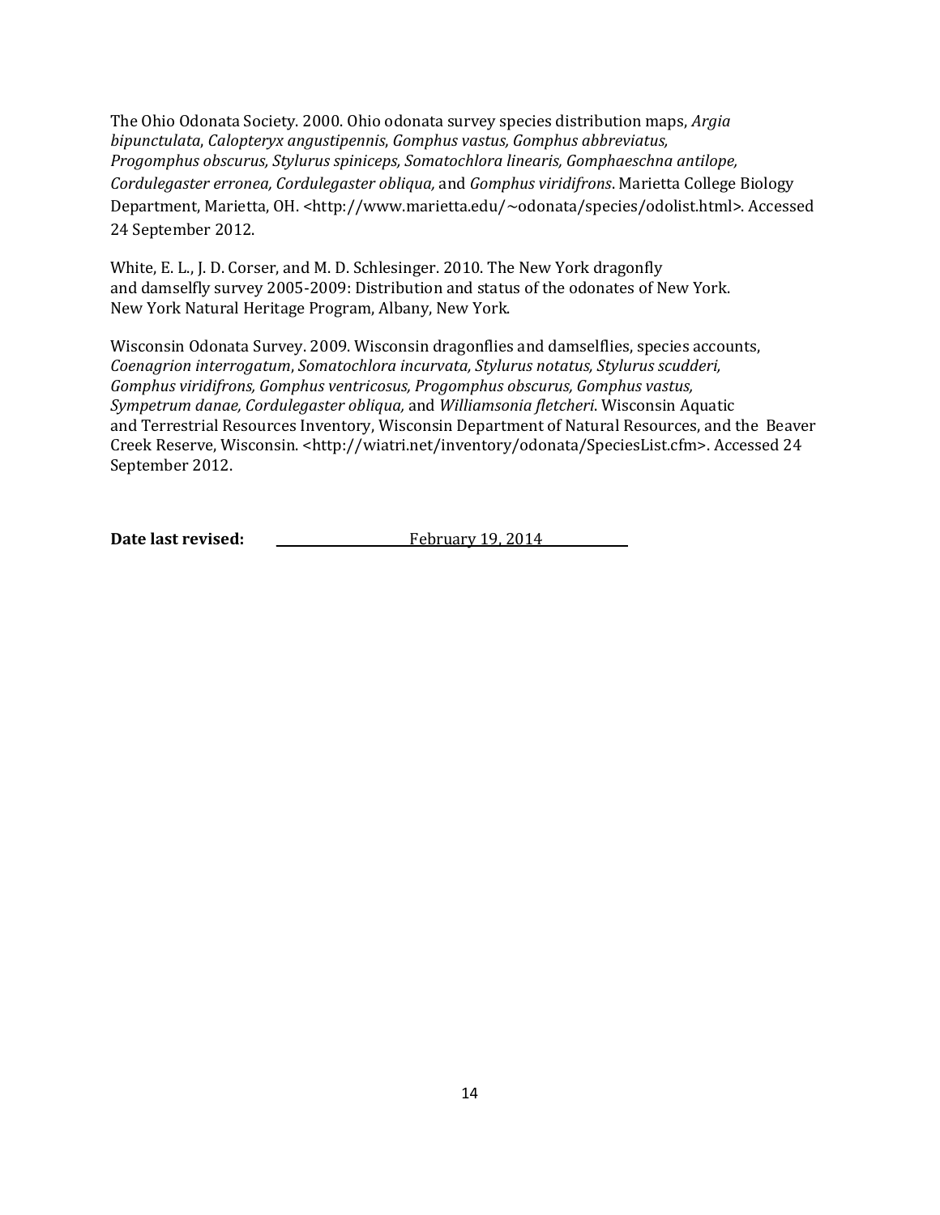The Ohio Odonata Society. 2000. Ohio odonata survey species distribution maps, *Argia bipunctulata*, *Calopteryx angustipennis, Gomphus vastus, Gomphus abbreviatus, Progomphus obscurus, Stylurus spiniceps, Somatochlora linearis, Gomphaeschna antilope, Cordulegaster erronea, Cordulegaster obliqua,* and *Gomphus viridifrons*. Marietta College Biology Department, Marietta, OH. <http://www.marietta.edu/~odonata/species/odolist.html>. Accessed 24 September 2012.

White, E. L., J. D. Corser, and M. D. Schlesinger. 2010. The New York dragonfly and damselfly survey 2005-2009: Distribution and status of the odonates of New York. New York Natural Heritage Program, Albany, New York.

Wisconsin Odonata Survey. 2009. Wisconsin dragonflies and damselflies, species accounts, *Coenagrion interrogatum*, *Somatochlora incurvata, Stylurus notatus, Stylurus scudderi, Gomphus viridifrons, Gomphus ventricosus, Progomphus obscurus, Gomphus vastus, Sympetrum danae, Cordulegaster obliqua,* and *Williamsonia fletcheri*. Wisconsin Aquatic and Terrestrial Resources Inventory, Wisconsin Department of Natural Resources, and the Beaver Creek Reserve, Wisconsin. <http://wiatri.net/inventory/odonata/SpeciesList.cfm>. Accessed 24 September 2012.

**Date last revised:** February 19, 2014